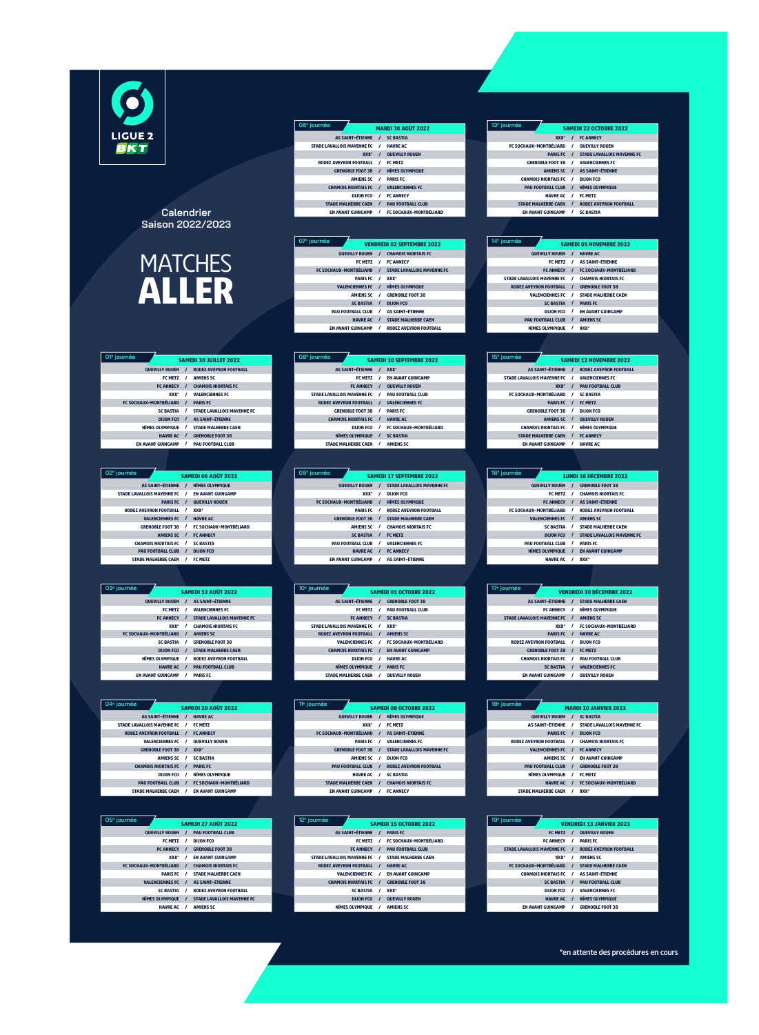# LIGUE 2 BKT

Calendrier
Saison 2022/2023

# MATCHES ALLER

### 01e journée — SAMEDI 30 JUILLET 2022

| Domicile | | Extérieur |
|---|---|---|
| QUEVILLY ROUEN | / | RODEZ AVEYRON FOOTBALL |
| FC METZ | / | AMIENS SC |
| FC ANNECY | / | CHAMOIS NIORTAIS FC |
| XXX* | / | VALENCIENNES FC |
| FC SOCHAUX-MONTBÉLIARD | / | PARIS FC |
| SC BASTIA | / | STADE LAVALLOIS MAYENNE FC |
| DIJON FCO | / | AS SAINT-ÉTIENNE |
| NÎMES OLYMPIQUE | / | STADE MALHERBE CAEN |
| HAVRE AC | / | GRENOBLE FOOT 38 |
| EN AVANT GUINGAMP | / | PAU FOOTBALL CLUB |

### 02e journée — SAMEDI 06 AOÛT 2022

| Domicile | | Extérieur |
|---|---|---|
| AS SAINT-ÉTIENNE | / | NÎMES OLYMPIQUE |
| STADE LAVALLOIS MAYENNE FC | / | EN AVANT GUINGAMP |
| PARIS FC | / | QUEVILLY ROUEN |
| RODEZ AVEYRON FOOTBALL | / | XXX* |
| VALENCIENNES FC | / | HAVRE AC |
| GRENOBLE FOOT 38 | / | FC SOCHAUX-MONTBÉLIARD |
| AMIENS SC | / | FC ANNECY |
| CHAMOIS NIORTAIS FC | / | SC BASTIA |
| PAU FOOTBALL CLUB | / | DIJON FCO |
| STADE MALHERBE CAEN | / | FC METZ |

### 03e journée — SAMEDI 13 AOÛT 2022

| Domicile | | Extérieur |
|---|---|---|
| QUEVILLY ROUEN | / | AS SAINT-ÉTIENNE |
| FC METZ | / | VALENCIENNES FC |
| FC ANNECY | / | STADE LAVALLOIS MAYENNE FC |
| XXX* | / | CHAMOIS NIORTAIS FC |
| FC SOCHAUX-MONTBÉLIARD | / | AMIENS SC |
| SC BASTIA | / | GRENOBLE FOOT 38 |
| DIJON FCO | / | STADE MALHERBE CAEN |
| NÎMES OLYMPIQUE | / | RODEZ AVEYRON FOOTBALL |
| HAVRE AC | / | PAU FOOTBALL CLUB |
| EN AVANT GUINGAMP | / | PARIS FC |

### 04e journée — SAMEDI 20 AOÛT 2022

| Domicile | | Extérieur |
|---|---|---|
| AS SAINT-ÉTIENNE | / | HAVRE AC |
| STADE LAVALLOIS MAYENNE FC | / | FC METZ |
| RODEZ AVEYRON FOOTBALL | / | FC ANNECY |
| VALENCIENNES FC | / | QUEVILLY ROUEN |
| GRENOBLE FOOT 38 | / | XXX* |
| AMIENS SC | / | SC BASTIA |
| CHAMOIS NIORTAIS FC | / | PARIS FC |
| DIJON FCO | / | NÎMES OLYMPIQUE |
| PAU FOOTBALL CLUB | / | FC SOCHAUX-MONTBÉLIARD |
| STADE MALHERBE CAEN | / | EN AVANT GUINGAMP |

### 05e journée — SAMEDI 27 AOÛT 2022

| Domicile | | Extérieur |
|---|---|---|
| QUEVILLY ROUEN | / | PAU FOOTBALL CLUB |
| FC METZ | / | DIJON FCO |
| FC ANNECY | / | GRENOBLE FOOT 38 |
| XXX* | / | EN AVANT GUINGAMP |
| FC SOCHAUX-MONTBÉLIARD | / | CHAMOIS NIORTAIS FC |
| PARIS FC | / | STADE MALHERBE CAEN |
| VALENCIENNES FC | / | AS SAINT-ÉTIENNE |
| SC BASTIA | / | RODEZ AVEYRON FOOTBALL |
| NÎMES OLYMPIQUE | / | STADE LAVALLOIS MAYENNE FC |
| HAVRE AC | / | AMIENS SC |

### 06e journée — MARDI 30 AOÛT 2022

| Domicile | | Extérieur |
|---|---|---|
| AS SAINT-ÉTIENNE | / | SC BASTIA |
| STADE LAVALLOIS MAYENNE FC | / | HAVRE AC |
| XXX* | / | QUEVILLY ROUEN |
| RODEZ AVEYRON FOOTBALL | / | FC METZ |
| GRENOBLE FOOT 38 | / | NÎMES OLYMPIQUE |
| AMIENS SC | / | PARIS FC |
| CHAMOIS NIORTAIS FC | / | VALENCIENNES FC |
| DIJON FCO | / | FC ANNECY |
| STADE MALHERBE CAEN | / | PAU FOOTBALL CLUB |
| EN AVANT GUINGAMP | / | FC SOCHAUX-MONTBÉLIARD |

### 07e journée — VENDREDI 02 SEPTEMBRE 2022

| Domicile | | Extérieur |
|---|---|---|
| QUEVILLY ROUEN | / | CHAMOIS NIORTAIS FC |
| FC METZ | / | FC ANNECY |
| FC SOCHAUX-MONTBÉLIARD | / | STADE LAVALLOIS MAYENNE FC |
| PARIS FC | / | XXX* |
| VALENCIENNES FC | / | NÎMES OLYMPIQUE |
| AMIENS SC | / | GRENOBLE FOOT 38 |
| SC BASTIA | / | DIJON FCO |
| PAU FOOTBALL CLUB | / | AS SAINT-ÉTIENNE |
| HAVRE AC | / | STADE MALHERBE CAEN |
| EN AVANT GUINGAMP | / | RODEZ AVEYRON FOOTBALL |

### 08e journée — SAMEDI 10 SEPTEMBRE 2022

| Domicile | | Extérieur |
|---|---|---|
| AS SAINT-ÉTIENNE | / | XXX* |
| FC METZ | / | EN AVANT GUINGAMP |
| FC ANNECY | / | QUEVILLY ROUEN |
| STADE LAVALLOIS MAYENNE FC | / | PAU FOOTBALL CLUB |
| RODEZ AVEYRON FOOTBALL | / | VALENCIENNES FC |
| GRENOBLE FOOT 38 | / | PARIS FC |
| CHAMOIS NIORTAIS FC | / | HAVRE AC |
| DIJON FCO | / | FC SOCHAUX-MONTBÉLIARD |
| NÎMES OLYMPIQUE | / | SC BASTIA |
| STADE MALHERBE CAEN | / | AMIENS SC |

### 09e journée — SAMEDI 17 SEPTEMBRE 2022

| Domicile | | Extérieur |
|---|---|---|
| QUEVILLY ROUEN | / | STADE LAVALLOIS MAYENNE FC |
| XXX* | / | DIJON FCO |
| FC SOCHAUX-MONTBÉLIARD | / | NÎMES OLYMPIQUE |
| PARIS FC | / | RODEZ AVEYRON FOOTBALL |
| GRENOBLE FOOT 38 | / | STADE MALHERBE CAEN |
| AMIENS SC | / | CHAMOIS NIORTAIS FC |
| SC BASTIA | / | FC METZ |
| PAU FOOTBALL CLUB | / | VALENCIENNES FC |
| HAVRE AC | / | FC ANNECY |
| EN AVANT GUINGAMP | / | AS SAINT-ÉTIENNE |

### 10e journée — SAMEDI 01 OCTOBRE 2022

| Domicile | | Extérieur |
|---|---|---|
| AS SAINT-ÉTIENNE | / | GRENOBLE FOOT 38 |
| FC METZ | / | PAU FOOTBALL CLUB |
| FC ANNECY | / | SC BASTIA |
| STADE LAVALLOIS MAYENNE FC | / | XXX* |
| RODEZ AVEYRON FOOTBALL | / | AMIENS SC |
| VALENCIENNES FC | / | FC SOCHAUX-MONTBÉLIARD |
| CHAMOIS NIORTAIS FC | / | EN AVANT GUINGAMP |
| DIJON FCO | / | HAVRE AC |
| NÎMES OLYMPIQUE | / | PARIS FC |
| STADE MALHERBE CAEN | / | QUEVILLY ROUEN |

### 11e journée — SAMEDI 08 OCTOBRE 2022

| Domicile | | Extérieur |
|---|---|---|
| QUEVILLY ROUEN | / | NÎMES OLYMPIQUE |
| XXX* | / | FC METZ |
| FC SOCHAUX-MONTBÉLIARD | / | AS SAINT-ÉTIENNE |
| PARIS FC | / | VALENCIENNES FC |
| GRENOBLE FOOT 38 | / | STADE LAVALLOIS MAYENNE FC |
| AMIENS SC | / | DIJON FCO |
| PAU FOOTBALL CLUB | / | RODEZ AVEYRON FOOTBALL |
| HAVRE AC | / | SC BASTIA |
| STADE MALHERBE CAEN | / | CHAMOIS NIORTAIS FC |
| EN AVANT GUINGAMP | / | FC ANNECY |

### 12e journée — SAMEDI 15 OCTOBRE 2022

| Domicile | | Extérieur |
|---|---|---|
| AS SAINT-ÉTIENNE | / | PARIS FC |
| FC METZ | / | FC SOCHAUX-MONTBÉLIARD |
| FC ANNECY | / | PAU FOOTBALL CLUB |
| STADE LAVALLOIS MAYENNE FC | / | STADE MALHERBE CAEN |
| RODEZ AVEYRON FOOTBALL | / | HAVRE AC |
| VALENCIENNES FC | / | EN AVANT GUINGAMP |
| CHAMOIS NIORTAIS FC | / | GRENOBLE FOOT 38 |
| SC BASTIA | / | XXX* |
| DIJON FCO | / | QUEVILLY ROUEN |
| NÎMES OLYMPIQUE | / | AMIENS SC |

### 13e journée — SAMEDI 22 OCTOBRE 2022

| Domicile | | Extérieur |
|---|---|---|
| XXX* | / | FC ANNECY |
| FC SOCHAUX-MONTBÉLIARD | / | QUEVILLY ROUEN |
| PARIS FC | / | STADE LAVALLOIS MAYENNE FC |
| GRENOBLE FOOT 38 | / | VALENCIENNES FC |
| AMIENS SC | / | AS SAINT-ÉTIENNE |
| CHAMOIS NIORTAIS FC | / | DIJON FCO |
| PAU FOOTBALL CLUB | / | NÎMES OLYMPIQUE |
| HAVRE AC | / | FC METZ |
| STADE MALHERBE CAEN | / | RODEZ AVEYRON FOOTBALL |
| EN AVANT GUINGAMP | / | SC BASTIA |

### 14e journée — SAMEDI 05 NOVEMBRE 2022

| Domicile | | Extérieur |
|---|---|---|
| QUEVILLY ROUEN | / | HAVRE AC |
| FC METZ | / | AS SAINT-ÉTIENNE |
| FC ANNECY | / | FC SOCHAUX-MONTBÉLIARD |
| STADE LAVALLOIS MAYENNE FC | / | CHAMOIS NIORTAIS FC |
| RODEZ AVEYRON FOOTBALL | / | GRENOBLE FOOT 38 |
| VALENCIENNES FC | / | STADE MALHERBE CAEN |
| SC BASTIA | / | PARIS FC |
| DIJON FCO | / | EN AVANT GUINGAMP |
| PAU FOOTBALL CLUB | / | AMIENS SC |
| NÎMES OLYMPIQUE | / | XXX* |

### 15e journée — SAMEDI 12 NOVEMBRE 2022

| Domicile | | Extérieur |
|---|---|---|
| AS SAINT-ÉTIENNE | / | RODEZ AVEYRON FOOTBALL |
| STADE LAVALLOIS MAYENNE FC | / | VALENCIENNES FC |
| XXX* | / | PAU FOOTBALL CLUB |
| FC SOCHAUX-MONTBÉLIARD | / | SC BASTIA |
| PARIS FC | / | FC METZ |
| GRENOBLE FOOT 38 | / | DIJON FCO |
| AMIENS SC | / | QUEVILLY ROUEN |
| CHAMOIS NIORTAIS FC | / | NÎMES OLYMPIQUE |
| STADE MALHERBE CAEN | / | FC ANNECY |
| EN AVANT GUINGAMP | / | HAVRE AC |

### 16e journée — LUNDI 26 DÉCEMBRE 2022

| Domicile | | Extérieur |
|---|---|---|
| QUEVILLY ROUEN | / | GRENOBLE FOOT 38 |
| FC METZ | / | CHAMOIS NIORTAIS FC |
| FC ANNECY | / | AS SAINT-ÉTIENNE |
| FC SOCHAUX-MONTBÉLIARD | / | RODEZ AVEYRON FOOTBALL |
| VALENCIENNES FC | / | AMIENS SC |
| SC BASTIA | / | STADE MALHERBE CAEN |
| DIJON FCO | / | STADE LAVALLOIS MAYENNE FC |
| PAU FOOTBALL CLUB | / | PARIS FC |
| NÎMES OLYMPIQUE | / | EN AVANT GUINGAMP |
| HAVRE AC | / | XXX* |

### 17e journée — VENDREDI 30 DÉCEMBRE 2022

| Domicile | | Extérieur |
|---|---|---|
| AS SAINT-ÉTIENNE | / | STADE MALHERBE CAEN |
| FC ANNECY | / | NÎMES OLYMPIQUE |
| STADE LAVALLOIS MAYENNE FC | / | AMIENS SC |
| XXX* | / | FC SOCHAUX-MONTBÉLIARD |
| PARIS FC | / | HAVRE AC |
| RODEZ AVEYRON FOOTBALL | / | DIJON FCO |
| GRENOBLE FOOT 38 | / | FC METZ |
| CHAMOIS NIORTAIS FC | / | PAU FOOTBALL CLUB |
| SC BASTIA | / | VALENCIENNES FC |
| EN AVANT GUINGAMP | / | QUEVILLY ROUEN |

### 18e journée — MARDI 10 JANVIER 2023

| Domicile | | Extérieur |
|---|---|---|
| QUEVILLY ROUEN | / | SC BASTIA |
| AS SAINT-ÉTIENNE | / | STADE LAVALLOIS MAYENNE FC |
| PARIS FC | / | DIJON FCO |
| RODEZ AVEYRON FOOTBALL | / | CHAMOIS NIORTAIS FC |
| VALENCIENNES FC | / | FC ANNECY |
| AMIENS SC | / | EN AVANT GUINGAMP |
| PAU FOOTBALL CLUB | / | GRENOBLE FOOT 38 |
| NÎMES OLYMPIQUE | / | FC METZ |
| HAVRE AC | / | FC SOCHAUX-MONTBÉLIARD |
| STADE MALHERBE CAEN | / | XXX* |

### 19e journée — VENDREDI 13 JANVIER 2023

| Domicile | | Extérieur |
|---|---|---|
| FC METZ | / | QUEVILLY ROUEN |
| FC ANNECY | / | PARIS FC |
| STADE LAVALLOIS MAYENNE FC | / | RODEZ AVEYRON FOOTBALL |
| XXX* | / | AMIENS SC |
| FC SOCHAUX-MONTBÉLIARD | / | STADE MALHERBE CAEN |
| CHAMOIS NIORTAIS FC | / | AS SAINT-ÉTIENNE |
| SC BASTIA | / | PAU FOOTBALL CLUB |
| DIJON FCO | / | VALENCIENNES FC |
| HAVRE AC | / | NÎMES OLYMPIQUE |
| EN AVANT GUINGAMP | / | GRENOBLE FOOT 38 |

*en attente des procédures en cours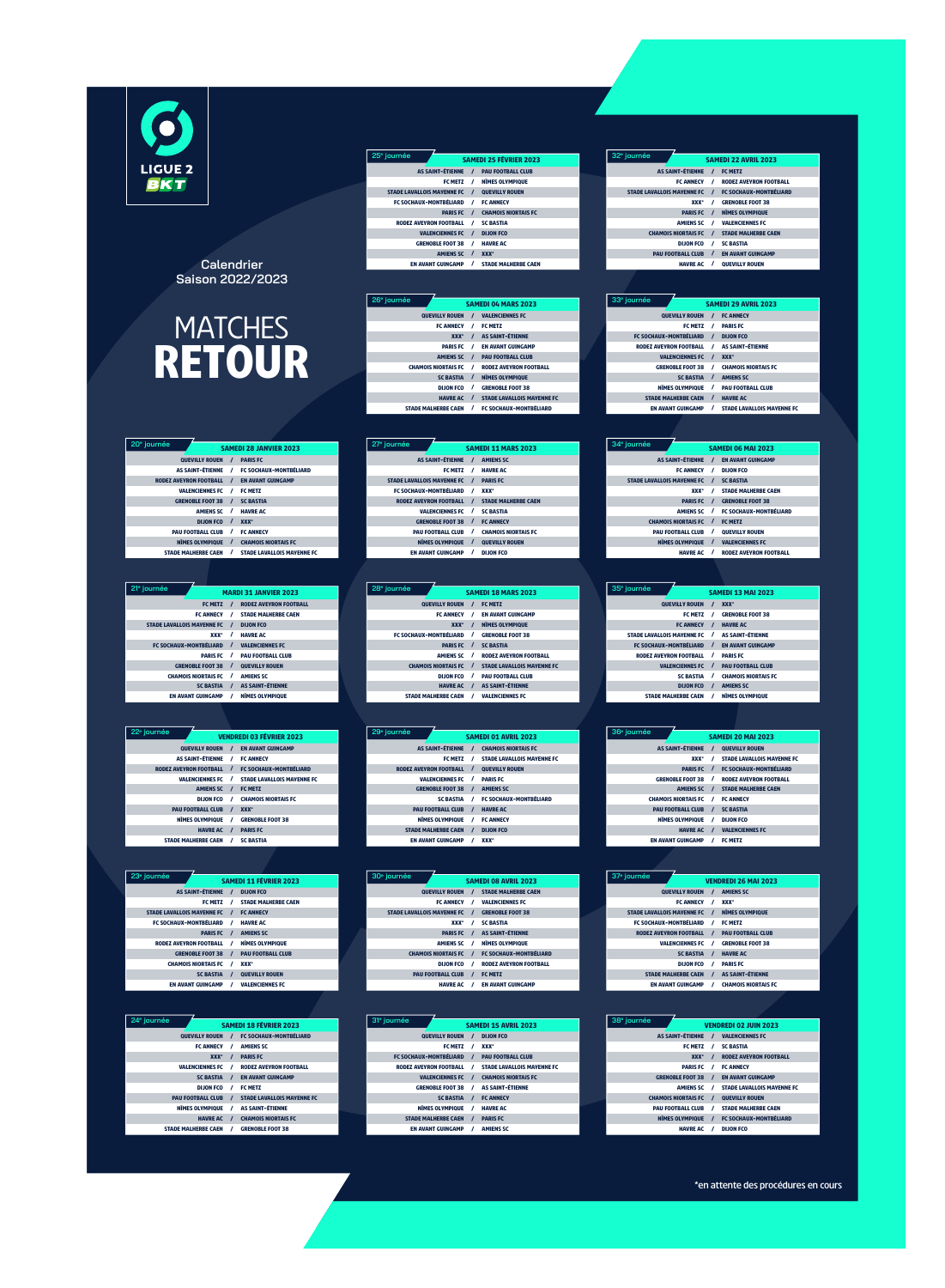# LIGUE 2 BKT

Calendrier
Saison 2022/2023

# MATCHES **RETOUR**

## 20e journée — SAMEDI 28 JANVIER 2023

| | | |
|---|---|---|
| QUEVILLY ROUEN | / | PARIS FC |
| AS SAINT-ÉTIENNE | / | FC SOCHAUX-MONTBÉLIARD |
| RODEZ AVEYRON FOOTBALL | / | EN AVANT GUINGAMP |
| VALENCIENNES FC | / | FC METZ |
| GRENOBLE FOOT 38 | / | SC BASTIA |
| AMIENS SC | / | HAVRE AC |
| DIJON FCO | / | XXX* |
| PAU FOOTBALL CLUB | / | FC ANNECY |
| NÎMES OLYMPIQUE | / | CHAMOIS NIORTAIS FC |
| STADE MALHERBE CAEN | / | STADE LAVALLOIS MAYENNE FC |

## 21e journée — MARDI 31 JANVIER 2023

| | | |
|---|---|---|
| FC METZ | / | RODEZ AVEYRON FOOTBALL |
| FC ANNECY | / | STADE MALHERBE CAEN |
| STADE LAVALLOIS MAYENNE FC | / | DIJON FCO |
| XXX* | / | HAVRE AC |
| FC SOCHAUX-MONTBÉLIARD | / | VALENCIENNES FC |
| PARIS FC | / | PAU FOOTBALL CLUB |
| GRENOBLE FOOT 38 | / | QUEVILLY ROUEN |
| CHAMOIS NIORTAIS FC | / | AMIENS SC |
| SC BASTIA | / | AS SAINT-ÉTIENNE |
| EN AVANT GUINGAMP | / | NÎMES OLYMPIQUE |

## 22e journée — VENDREDI 03 FÉVRIER 2023

| | | |
|---|---|---|
| QUEVILLY ROUEN | / | EN AVANT GUINGAMP |
| AS SAINT-ÉTIENNE | / | FC ANNECY |
| RODEZ AVEYRON FOOTBALL | / | FC SOCHAUX-MONTBÉLIARD |
| VALENCIENNES FC | / | STADE LAVALLOIS MAYENNE FC |
| AMIENS SC | / | FC METZ |
| DIJON FCO | / | CHAMOIS NIORTAIS FC |
| PAU FOOTBALL CLUB | / | XXX* |
| NÎMES OLYMPIQUE | / | GRENOBLE FOOT 38 |
| HAVRE AC | / | PARIS FC |
| STADE MALHERBE CAEN | / | SC BASTIA |

## 23e journée — SAMEDI 11 FÉVRIER 2023

| | | |
|---|---|---|
| AS SAINT-ÉTIENNE | / | DIJON FCO |
| FC METZ | / | STADE MALHERBE CAEN |
| STADE LAVALLOIS MAYENNE FC | / | FC ANNECY |
| FC SOCHAUX-MONTBÉLIARD | / | HAVRE AC |
| PARIS FC | / | AMIENS SC |
| RODEZ AVEYRON FOOTBALL | / | NÎMES OLYMPIQUE |
| GRENOBLE FOOT 38 | / | PAU FOOTBALL CLUB |
| CHAMOIS NIORTAIS FC | / | XXX* |
| SC BASTIA | / | QUEVILLY ROUEN |
| EN AVANT GUINGAMP | / | VALENCIENNES FC |

## 24e journée — SAMEDI 18 FÉVRIER 2023

| | | |
|---|---|---|
| QUEVILLY ROUEN | / | FC SOCHAUX-MONTBÉLIARD |
| FC ANNECY | / | AMIENS SC |
| XXX* | / | PARIS FC |
| VALENCIENNES FC | / | RODEZ AVEYRON FOOTBALL |
| SC BASTIA | / | EN AVANT GUINGAMP |
| DIJON FCO | / | FC METZ |
| PAU FOOTBALL CLUB | / | STADE LAVALLOIS MAYENNE FC |
| NÎMES OLYMPIQUE | / | AS SAINT-ÉTIENNE |
| HAVRE AC | / | CHAMOIS NIORTAIS FC |
| STADE MALHERBE CAEN | / | GRENOBLE FOOT 38 |

## 25e journée — SAMEDI 25 FÉVRIER 2023

| | | |
|---|---|---|
| AS SAINT-ÉTIENNE | / | PAU FOOTBALL CLUB |
| FC METZ | / | NÎMES OLYMPIQUE |
| STADE LAVALLOIS MAYENNE FC | / | QUEVILLY ROUEN |
| FC SOCHAUX-MONTBÉLIARD | / | FC ANNECY |
| PARIS FC | / | CHAMOIS NIORTAIS FC |
| RODEZ AVEYRON FOOTBALL | / | SC BASTIA |
| VALENCIENNES FC | / | DIJON FCO |
| GRENOBLE FOOT 38 | / | HAVRE AC |
| AMIENS SC | / | XXX* |
| EN AVANT GUINGAMP | / | STADE MALHERBE CAEN |

## 26e journée — SAMEDI 04 MARS 2023

| | | |
|---|---|---|
| QUEVILLY ROUEN | / | VALENCIENNES FC |
| FC ANNECY | / | FC METZ |
| XXX* | / | AS SAINT-ÉTIENNE |
| PARIS FC | / | EN AVANT GUINGAMP |
| AMIENS SC | / | PAU FOOTBALL CLUB |
| CHAMOIS NIORTAIS FC | / | RODEZ AVEYRON FOOTBALL |
| SC BASTIA | / | NÎMES OLYMPIQUE |
| DIJON FCO | / | GRENOBLE FOOT 38 |
| HAVRE AC | / | STADE LAVALLOIS MAYENNE FC |
| STADE MALHERBE CAEN | / | FC SOCHAUX-MONTBÉLIARD |

## 27e journée — SAMEDI 11 MARS 2023

| | | |
|---|---|---|
| AS SAINT-ÉTIENNE | / | AMIENS SC |
| FC METZ | / | HAVRE AC |
| STADE LAVALLOIS MAYENNE FC | / | PARIS FC |
| FC SOCHAUX-MONTBÉLIARD | / | XXX* |
| RODEZ AVEYRON FOOTBALL | / | STADE MALHERBE CAEN |
| VALENCIENNES FC | / | SC BASTIA |
| GRENOBLE FOOT 38 | / | FC ANNECY |
| PAU FOOTBALL CLUB | / | CHAMOIS NIORTAIS FC |
| NÎMES OLYMPIQUE | / | QUEVILLY ROUEN |
| EN AVANT GUINGAMP | / | DIJON FCO |

## 28e journée — SAMEDI 18 MARS 2023

| | | |
|---|---|---|
| QUEVILLY ROUEN | / | FC METZ |
| FC ANNECY | / | EN AVANT GUINGAMP |
| XXX* | / | NÎMES OLYMPIQUE |
| FC SOCHAUX-MONTBÉLIARD | / | GRENOBLE FOOT 38 |
| PARIS FC | / | SC BASTIA |
| AMIENS SC | / | RODEZ AVEYRON FOOTBALL |
| CHAMOIS NIORTAIS FC | / | STADE LAVALLOIS MAYENNE FC |
| DIJON FCO | / | PAU FOOTBALL CLUB |
| HAVRE AC | / | AS SAINT-ÉTIENNE |
| STADE MALHERBE CAEN | / | VALENCIENNES FC |

## 29e journée — SAMEDI 01 AVRIL 2023

| | | |
|---|---|---|
| AS SAINT-ÉTIENNE | / | CHAMOIS NIORTAIS FC |
| FC METZ | / | STADE LAVALLOIS MAYENNE FC |
| RODEZ AVEYRON FOOTBALL | / | QUEVILLY ROUEN |
| VALENCIENNES FC | / | PARIS FC |
| GRENOBLE FOOT 38 | / | AMIENS SC |
| SC BASTIA | / | FC SOCHAUX-MONTBÉLIARD |
| PAU FOOTBALL CLUB | / | HAVRE AC |
| NÎMES OLYMPIQUE | / | FC ANNECY |
| STADE MALHERBE CAEN | / | DIJON FCO |
| EN AVANT GUINGAMP | / | XXX* |

## 30e journée — SAMEDI 08 AVRIL 2023

| | | |
|---|---|---|
| QUEVILLY ROUEN | / | STADE MALHERBE CAEN |
| FC ANNECY | / | VALENCIENNES FC |
| STADE LAVALLOIS MAYENNE FC | / | GRENOBLE FOOT 38 |
| XXX* | / | SC BASTIA |
| PARIS FC | / | AS SAINT-ÉTIENNE |
| AMIENS SC | / | NÎMES OLYMPIQUE |
| CHAMOIS NIORTAIS FC | / | FC SOCHAUX-MONTBÉLIARD |
| DIJON FCO | / | RODEZ AVEYRON FOOTBALL |
| PAU FOOTBALL CLUB | / | FC METZ |
| HAVRE AC | / | EN AVANT GUINGAMP |

## 31e journée — SAMEDI 15 AVRIL 2023

| | | |
|---|---|---|
| QUEVILLY ROUEN | / | DIJON FCO |
| FC METZ | / | XXX* |
| FC SOCHAUX-MONTBÉLIARD | / | PAU FOOTBALL CLUB |
| RODEZ AVEYRON FOOTBALL | / | STADE LAVALLOIS MAYENNE FC |
| VALENCIENNES FC | / | CHAMOIS NIORTAIS FC |
| GRENOBLE FOOT 38 | / | AS SAINT-ÉTIENNE |
| SC BASTIA | / | FC ANNECY |
| NÎMES OLYMPIQUE | / | HAVRE AC |
| STADE MALHERBE CAEN | / | PARIS FC |
| EN AVANT GUINGAMP | / | AMIENS SC |

## 32e journée — SAMEDI 22 AVRIL 2023

| | | |
|---|---|---|
| AS SAINT-ÉTIENNE | / | FC METZ |
| FC ANNECY | / | RODEZ AVEYRON FOOTBALL |
| STADE LAVALLOIS MAYENNE FC | / | FC SOCHAUX-MONTBÉLIARD |
| XXX* | / | GRENOBLE FOOT 38 |
| PARIS FC | / | NÎMES OLYMPIQUE |
| AMIENS SC | / | VALENCIENNES FC |
| CHAMOIS NIORTAIS FC | / | STADE MALHERBE CAEN |
| DIJON FCO | / | SC BASTIA |
| PAU FOOTBALL CLUB | / | EN AVANT GUINGAMP |
| HAVRE AC | / | QUEVILLY ROUEN |

## 33e journée — SAMEDI 29 AVRIL 2023

| | | |
|---|---|---|
| QUEVILLY ROUEN | / | FC ANNECY |
| FC METZ | / | PARIS FC |
| FC SOCHAUX-MONTBÉLIARD | / | DIJON FCO |
| RODEZ AVEYRON FOOTBALL | / | AS SAINT-ÉTIENNE |
| VALENCIENNES FC | / | XXX* |
| GRENOBLE FOOT 38 | / | CHAMOIS NIORTAIS FC |
| SC BASTIA | / | AMIENS SC |
| NÎMES OLYMPIQUE | / | PAU FOOTBALL CLUB |
| STADE MALHERBE CAEN | / | HAVRE AC |
| EN AVANT GUINGAMP | / | STADE LAVALLOIS MAYENNE FC |

## 34e journée — SAMEDI 06 MAI 2023

| | | |
|---|---|---|
| AS SAINT-ÉTIENNE | / | EN AVANT GUINGAMP |
| FC ANNECY | / | DIJON FCO |
| STADE LAVALLOIS MAYENNE FC | / | SC BASTIA |
| XXX* | / | STADE MALHERBE CAEN |
| PARIS FC | / | GRENOBLE FOOT 38 |
| AMIENS SC | / | FC SOCHAUX-MONTBÉLIARD |
| CHAMOIS NIORTAIS FC | / | FC METZ |
| PAU FOOTBALL CLUB | / | QUEVILLY ROUEN |
| NÎMES OLYMPIQUE | / | VALENCIENNES FC |
| HAVRE AC | / | RODEZ AVEYRON FOOTBALL |

## 35e journée — SAMEDI 13 MAI 2023

| | | |
|---|---|---|
| QUEVILLY ROUEN | / | XXX* |
| FC METZ | / | GRENOBLE FOOT 38 |
| FC ANNECY | / | HAVRE AC |
| STADE LAVALLOIS MAYENNE FC | / | AS SAINT-ÉTIENNE |
| FC SOCHAUX-MONTBÉLIARD | / | EN AVANT GUINGAMP |
| RODEZ AVEYRON FOOTBALL | / | PARIS FC |
| VALENCIENNES FC | / | PAU FOOTBALL CLUB |
| SC BASTIA | / | CHAMOIS NIORTAIS FC |
| DIJON FCO | / | AMIENS SC |
| STADE MALHERBE CAEN | / | NÎMES OLYMPIQUE |

## 36e journée — SAMEDI 20 MAI 2023

| | | |
|---|---|---|
| AS SAINT-ÉTIENNE | / | QUEVILLY ROUEN |
| XXX* | / | STADE LAVALLOIS MAYENNE FC |
| PARIS FC | / | FC SOCHAUX-MONTBÉLIARD |
| GRENOBLE FOOT 38 | / | RODEZ AVEYRON FOOTBALL |
| AMIENS SC | / | STADE MALHERBE CAEN |
| CHAMOIS NIORTAIS FC | / | FC ANNECY |
| PAU FOOTBALL CLUB | / | SC BASTIA |
| NÎMES OLYMPIQUE | / | DIJON FCO |
| HAVRE AC | / | VALENCIENNES FC |
| EN AVANT GUINGAMP | / | FC METZ |

## 37e journée — VENDREDI 26 MAI 2023

| | | |
|---|---|---|
| QUEVILLY ROUEN | / | AMIENS SC |
| FC ANNECY | / | XXX* |
| STADE LAVALLOIS MAYENNE FC | / | NÎMES OLYMPIQUE |
| FC SOCHAUX-MONTBÉLIARD | / | FC METZ |
| RODEZ AVEYRON FOOTBALL | / | PAU FOOTBALL CLUB |
| VALENCIENNES FC | / | GRENOBLE FOOT 38 |
| SC BASTIA | / | HAVRE AC |
| DIJON FCO | / | PARIS FC |
| STADE MALHERBE CAEN | / | AS SAINT-ÉTIENNE |
| EN AVANT GUINGAMP | / | CHAMOIS NIORTAIS FC |

## 38e journée — VENDREDI 02 JUIN 2023

| | | |
|---|---|---|
| AS SAINT-ÉTIENNE | / | VALENCIENNES FC |
| FC METZ | / | SC BASTIA |
| XXX* | / | RODEZ AVEYRON FOOTBALL |
| PARIS FC | / | FC ANNECY |
| GRENOBLE FOOT 38 | / | EN AVANT GUINGAMP |
| AMIENS SC | / | STADE LAVALLOIS MAYENNE FC |
| CHAMOIS NIORTAIS FC | / | QUEVILLY ROUEN |
| PAU FOOTBALL CLUB | / | STADE MALHERBE CAEN |
| NÎMES OLYMPIQUE | / | FC SOCHAUX-MONTBÉLIARD |
| HAVRE AC | / | DIJON FCO |

*en attente des procédures en cours